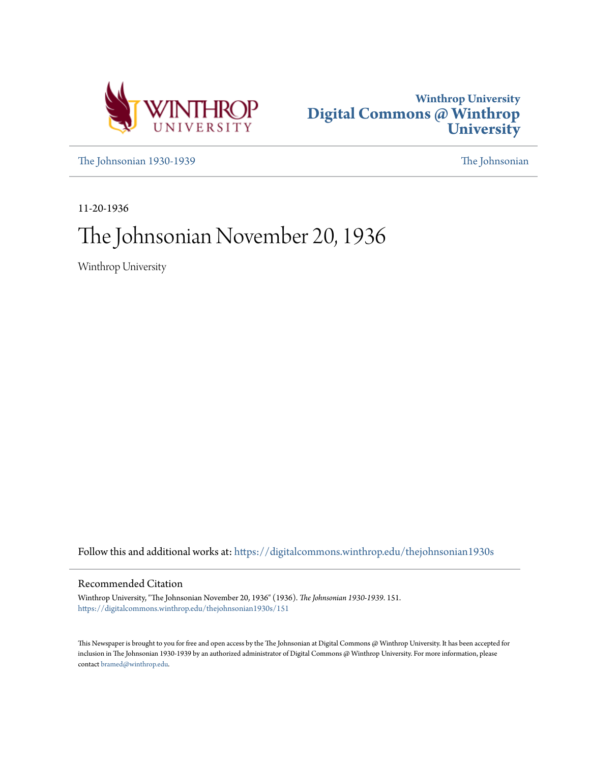Winthrop University

# Digital Commons @ Winthrop University

The Johnsonian 1930-1939 | The Johnsonian

11-20-1936

# The Johnsonian November 20, 1936

Winthrop University

Follow this and additional works at: https://digitalcommons.winthrop.edu/thejohnsonian1930s

## Recommended Citation

Winthrop University, "The Johnsonian November 20, 1936" (1936). *The Johnsonian 1930-1939*. 151.
https://digitalcommons.winthrop.edu/thejohnsonian1930s/151

This Newspaper is brought to you for free and open access by the The Johnsonian at Digital Commons @ Winthrop University. It has been accepted for inclusion in The Johnsonian 1930-1939 by an authorized administrator of Digital Commons @ Winthrop University. For more information, please contact bramed@winthrop.edu.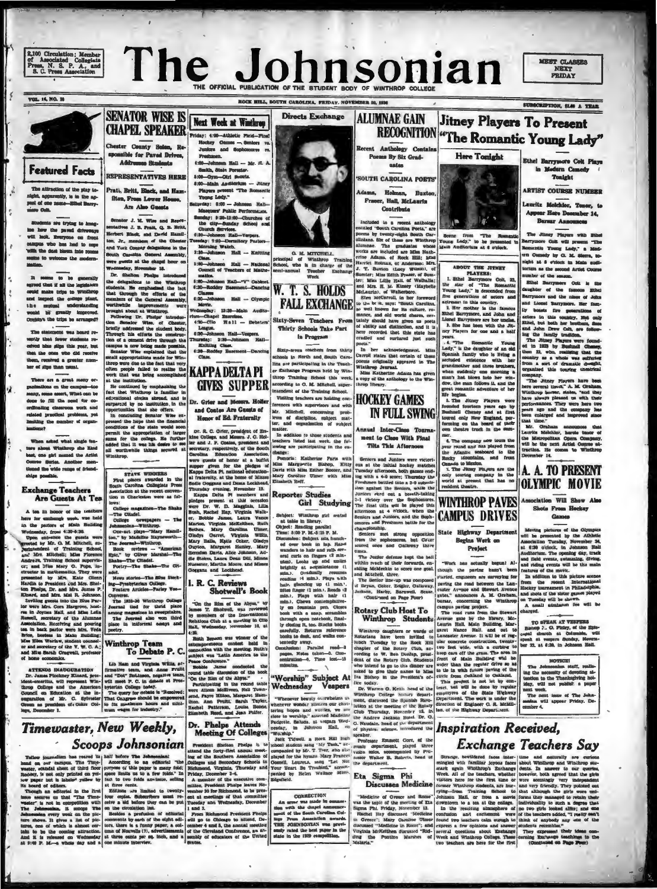# The Johnsonian

THE OFFICIAL PUBLICATION OF THE STUDENT BODY OF WINTHROP COLLEGE

2,100 Circulation; Member of Associated Collegiate Press, N. S. P. A., and S. C. Press Association

MEET CLASSES NEXT FRIDAY

VOL. 14, NO. 10 — ROCK HILL, SOUTH CAROLINA, FRIDAY, NOVEMBER 20, 1936 — SUBSCRIPTION, $1.00 A YEAR

## Featured Facts

The attraction of the play tonight, apparently, is in the appeal of one name—Ethel Barrymore Colt.

Students are trying to imagine how the paved driveways will look. Everyone on front campus who has had to cope with the dust blown into rooms seems to welcome the modernization.

It seems to be generally agreed that if all the legislators could make trips to Winthrop and inspect the college plant, the mutual understanding would be greatly improved. Couldn't the trips be arranged?

The statement was heard recently that fewer students received blue slips this year, but that the ones who did receive them, received a greater number of slips than usual.

There are a great many organizations on the campus—too many, some assert. What can be done to fill the need for coordinating classroom work and related practical problems, yet limiting the number of organizations?

When asked what single feature about Winthrop she liked best, one girl named the Artist Course Series. Another mentioned the wide range of friendships possible.

## Exchange Teachers Are Guests at Tea

A tea in honor of the teachers here for exchange week was held in the parlors of Main Building Wednesday, from 4:30-6:30.

Upon entrance the guests were greeted by Mr. O. M. Mitchell, superintendent of Training School, and Mrs. Mitchell; Miss Florence Andrews, Training School supervisor; and Miss Mary O. Pope, instructor in mathematics. They were presented to Mrs. Kate Glenn Hardin to President and Mrs. Shelton Phelps, Dr. and Mrs. James P. Kinard, and Mrs. Mal R. Johnson.

Inviting guests into the Blue Parlor were Mrs. Cora Hargrove, hostess in Joynes Hall and Miss Leila Russell, secretary of the Alumnae Association. Receiving and pouring tea in back parlor were Mrs. Veda Brice, hostess in Main Building; Miss Ellen Warlaw, student counselor and secretary of the Y. W. C. A.; and Miss Sarah Cragwall, professor of home economics.

### ATTENDS INAUGURATION

Dr. James Pinckney Kinard, president-emeritus, will represent Winthrop College and the American Council on Education at the inauguration of Mr. G. Sylvester Green as president of Coker College, December 1.

## SENATOR WISE IS CHAPEL SPEAKER

### Chester County Solon, Responsible for Paved Drives, Addresses Students

### REPRESENTATIVES HERE

### Pratt, Britt, Black, and Hamilton, From Lower House, Are Also Guests

Senator J. M. Wise and Representatives J. B. Pratt, Q. R. Britt, Herbert Black, and David Hamilton, Jr., members of the Chester and York County delegations in the South Carolina General Assembly, were guests at the chapel hour on Wednesday, November 18.

Dr. Shelton Phelps introduced the delegations to the Winthrop students. He emphasized the fact that through the efforts of the members of the General Assembly, worthwhile improvements were brought about at Winthrop.

Following Dr. Phelps' introduction Senator Wise, of Chester, briefly addressed the student body. Through his efforts the construction of a cement drive through the campus is now being made possible.

Senator Wise explained that the small appropriations made for Winthrop were due to the fact that very often people failed to realize the work that was being accomplished at the institution.

He continued by emphasizing the fact that Winthrop is familiar in educational circles abroad, and is surpassed by no institution in the opportunities that she offers.

In concluding Senator Wise expressed the hope that the financial conditions of the state would soon permit the appropriation of larger sums for the college. He further added that it was his desire to see all worthwhile things secured at Winthrop.

### STATE WINNERS

First places awarded in the South Carolina Collegiate Press Association at the recent convention in Charleston were as follows:

College magazines—The Shako—The Citadel.

College newspapers — The Johnsonian—Winthrop.

One-act plays—"Mary Hamilton," by Madeline Haynsworth—The Journal—Winthrop.

Book reviews — "American Epic," by Oliver Marshal—The Shako—The Citadel.

Poetry—The Shako—The Citadel.

News stories—The Blue Stocking—Presbyterian College.

Feature Articles—Farley Voorhees—Converse.

The 1935-36 Winthrop College Journal tied for third place among magazines in sweepstakes.

The Journal also won third place in informal essays and poetry.

## Winthrop Team To Debate P. C.

Lib Ham and Virginia White, affirmative team, and Anne Pruitt and "Dot" Robinson, negative team, will meet P. C. in debate at Presbyterian College today.

The query for debate is "Resolved: That Congress should be empowered to fix maximum hours and minimum wages for industry."

## Next Week at Winthrop

Friday: 4:00—Athletic Field—Final Hockey Games — Seniors vs. Juniors and Sophomores vs. Freshmen.

4:00—Johnson Hall — Mr. H. A. Smith, State Forester.

5:00—Gym—Girl Scouts.

8:00—Main Auditorium — Jitney Players present "The Romantic Young Lady."

Saturday: 8:00 — Johnson Hall—Masquers' Public Performance.

Sunday: 9:30-11:00—Churches of the city—Sunday School and Church Services.

6:30—Johnson Hall—Vespers.

Tuesday: 7:30—Dormitory Parlors—Morning Watch.

2:30—Johnson Hall — Knitting Class.

3:30—Johnson Hall — National Council of Teachers of Mathematics.

6:00—Johnson Hall—"Y" Cabinet.

6:30—Roddey Basement—Dancing Classes.

6:30—Johnson Hall — Olympic Movie.

Wednesday: 12:30—Main Auditorium—Chapel Exercises.

4:30—Clio Hall — Debaters' League.

6:30—Johnson Hall—Vespers.

Thursday: 3:30—Johnson Hall—Knitting Class.

6:30—Roddey Basement—Dancing Class.

## KAPPA DELTA PI GIVES SUPPER

### Dr. Grier and Messrs. Holler and Coates Are Guests of Honor of Ed. Fraternity

Dr. R. C. Grier, president of Erskine College, and Messrs. J. C. Holler and J. P. Coates, president and secretary, respectively, of the South Carolina Education Association, were guests of honor at a buffet supper given for the pledges of Kappa Delta Pi, national educational fraternity, at the home of Misses Sadie Coggans and Dona Lockhead, Thursday evening, November 12.

Kappa Delta Pi members and pledges present at this occasion were Dr. W. D. Magginis, Lilla Rush, Rachel Ray, Virginia Walker, Bobbie James, Laura Vance Marion, Virginia McKeithen, Ruth Bethea, Mary Caroline Ulmer, Gladys Garret, Virginia Willis, Mary Bailes, Katie Coker, Gladys Guyton, Margaret Hanley, Mary Herndon Davis, Alice Johnson, Addie Stokes, Laura Dean Dill, Minna Nuessner, Martha Moore, and Misses Coggans and Lockhead.

## I. R. C. Reviews Shotwell's Book

"On the Rim of the Abyss," by James T. Shotwell, was reviewed by members of the International Relations Club at a meeting in Clio Hall, Wednesday, November 18, at 4:30.

Ruth Benson was winner of the extemporaneous contest held in connection with the meeting. Ruth's subject was "Latin America to the Peace Conference."

Bobbie James conducted the round table discussion of the book "On the Rim of the Abyss."

Participating in the round table were Aileen McElveen, Nell Townsend, Faye Hilton, Margaret Hamilton, Ann Pruitt, Sarah Taylor, Rachel Patterson, Louise Boone, Elizabeth Reed, and Jean Fuller.

## Directs Exchange

O. M. MITCHELL

principal of Winthrop Training School, who is in charge of the semi-annual Teacher Exchange Week

## W. T. S. HOLDS FALL EXCHANGE

### Sixty-Seven Teachers From Thirty Schools Take Part in Program

Sixty-seven teachers from thirty schools in North and South Carolina are participating in the Teacher Exchange Program held by Winthrop Training School this week, according to O. M. Mitchell, superintendent of the Training School.

Visiting teachers are holding conferences with supervisors and with Mr. Mitchell, concerning problems of discipline, subject matter, and organization of subject matter.

In addition to those students and teachers listed last week, the following are participating in the exchange:

Pomaria: Katherine Faris with Miss Marguerite Bishop, Kitty Davis with Miss Esther Boozer, and Mary Caroline Ulmer with Miss Elizabeth Reiff.

## Reporter Studies Girl Studying

Subject: Winthrop girl seated at table in library.

Object: Reading parallel.

Time: 3:00 P. M.-3:15 P. M.

Discussion: Subject sits hunched over book in lap. Hand wanders to hair and rolls several curls on fingers (3 minutes). Looks up and smiles brightly at acquaintance (1 min.). Gradually resumes reading (4 min.). Plays with hair (1 min.). Bites finger (1 min.). Reads (2 min.). Plays with hair (1 min.). Chews contemplatively on fountain pen. Closes book with a snap, scrambles through open notebook, finally closing it, too. Stacks books carefully. Returns reference books to desk, and walks contentedly away.

Conclusion: Parallel read—2 pages. Notes taken—0. Concentration—0. Time lost—15 minutes.

## "Worship" Subject At Wednesday Vespers

"Whenever beauty overwhelms us, whenever wonder silences our chattering hopes and worries, we are close to worship," asserted Madeline Padgette, Saluda, at vespers Wednesday, in Johnson Hall, on "Worship."

Jack Tidwell, a Rock Hill high school student sang "My Task," accompanied by Mr. T. Tier, who also played for the hymns. Mary Frances Gosnell, Laurens, sang "Let Not Your Heart Be Troubled," accompanied by Helen Wallace Mims, Edgefield.

## Dr. Phelps Attends Meeting Of Colleges

President Shelton Phelps is to attend the forty-first annual meeting of the Southern Association of Colleges and Secondary Schools in Richmond, Virginia, Thursday and Friday, December 3-4.

A member of the executive committee, President Phelps leaves November 30 for Richmond, to be present at meetings of that committee Tuesday and Wednesday, December 1 and 2.

From Richmond President Phelps will go to Chicago to attend, December 4 and 5, the annual meeting of the Cleveland Conference, an association of educators of the United States.

### CORRECTION

An error was made in connection with the chapel announcement of the South Carolina College Press Association awards. THE JOHNSONIAN was previously rated the best paper in the state in the 1929 competition.

## ALUMNAE GAIN RECOGNITION

### Recent Anthology Contains Poems By Six Graduates

### 'SOUTH CAROLINA POETS'

### Adams, Holman, Buxton, Fraser, Hall, McLaurin Contribute

Included in a recent anthology entitled "South Carolina Poets," are poems by twenty-eight South Carolinians. Six of these are Winthrop alumnae. The graduates whose works are included are Miss Katherine Adams, of Rock Hill; Miss Harriet Holman, of Anderson; Mrs. J. T. Buxton (Lucy Wilson), of Sumter; Miss Edith Fraser, of Sumter; Miss Lillie Hall, of Walhalla; and Mrs. H. M. Kinsey (Maybelle McLaurin), of Walterboro.

Ellen McCarroll, in her foreword to the book, says: "South Carolina, so well known for her culture, romance, and old world charm, certainly should have given us poets of ability and distinction, and it is here recorded that this state has cradled and nurtured just such poets."

In her acknowledgment, Miss Carroll states that certain of these poems originally appeared in The Winthrop Journal.

Miss Katherine Adams has given a copy of the anthology to the Winthrop library.

## HOCKEY GAMES IN FULL SWING

### Annual Inter-Class Tournament to Close With Final Tilts This Afternoon

Seniors and Juniors were victorious at the initial hockey matches Tuesday afternoon, both games ending with a 4-0 score; Thursday the Freshmen battled into a 3-0 substitution against the Seniors, while the Juniors eked out a breath-taking 2-1 victory over the Sophomores. The final tilts will be played this afternoon at 4 o'clock, when the Seniors and Juniors, and the Sophomores and Freshmen battle for the championship.

Seniors met strong opposition from the sophomores, but Coker scored once and Galloway three times.

The Junior defense kept the ball within reach of their forwards, enabling McMeekin to score one goal and Mitchell, three.

The Senior line-up was composed of Bryan, Coker, Zeigler, Galloway, Jackson, Harby, Barnwell, Sease.

(Continued on Page Four)

## Rotary Club Host To Winthrop Students

Winthrop daughters or wards of Rotarians have been invited to lunch Tuesday by the Rock Hill chapter of the Rotary Club, according to W. Ben Dunlap, president of the Rotary Club. Students who intend to go to the dinner are asked to give their names to Miss Iva Bishop in the President's office today.

Dr. Warren G. Keith, head of the Winthrop College history department, discussed the Spanish Revolution at the meeting of the Rotary Club Thursday, November 12, in the Andrew Jackson Hotel. Dr. G. G. Naudain, head of the department of physical science, introduced the speaker.

Professor Emmett Gore, of the music department, played three violin solos, accompanied by Professor Walter B. Roberts, head of the department.

## Eta Sigma Phi Discusses Medicine

"Medicine of Greece and Rome" was the topic of the meeting of Eta Sigma Phi, Friday, November 13.

Rachel Ray discussed "Medicine in Greece"; Mary Caroline Ulmer discussed "Medicine in Rome"; and Virginia McKeithen discussed "Ridding the Pontine Marshes of Malaria."

## Jitney Players To Present "The Romantic Young Lady"

### Here Tonight

Scene from "The Romantic Young Lady," to be presented in Main Auditorium at 8 o'clock.

### ABOUT THE JITNEY PLAYERS:

1. Ethel Barrymore Colt, 23, the star of "The Romantic Young Lady," is descended from five generations of actors and actresses in this country.

2. Her mother is the famous Ethel Barrymore, and John and Lionel Barrymore are her uncles.

3. She has been with the Jitney Players for one and a half years.

4. "The Romantic Young Lady," is the daughter of an old Spanish family who is living a secluded existence with her grandmother and three brothers, when suddenly one morning a man's hat blows into her window, the man follows it, and the great romantic adventure of her life begins.

5. The Jitney Players were founded fourteen years ago by Bushnell Cheney and at first toured only New England, performing on the board of their own theatre truck in the summer.

6. The company now tours the year round and has played from the Atlantic seaboard to the Rocky Mountains, and from Canada to Mexico.

7. The Jitney Players are the only touring company in the world at present that has no resident theatre.

### Ethel Barrymore Colt Plays in Modern Comedy Tonight

### ARTIST COURSE NUMBER

### Lauritz Melchior, Tenor, to Appear Here December 14, Bursar Announces

The Jitney Players with Ethel Barrymore Colt will present "The Romantic Young Lady," a Modern Comedy by G. M. Sierra, tonight at 8 o'clock in Main auditorium as the second Artist Course number of the season.

Ethel Barrymore Colt is the daughter of the famous Ethel Barrymore and the niece of John and Lionel Barrymore. Her family boasts five generations of actors in this country. Not only Ethel, but both her brothers, Sam and John Drew Colt, are following the family tradition.

The Jitney Players were founded in 1923 by Bushnell Cheney, then 22, who, realizing that the country as a whole was suffering from a sort of dramatic drought, organized this touring theatrical company.

"The Jitney Players have been here several times," A. M. Graham, Winthrop bursar, states, "and they have always pleased us with their performances. They were here two years ago and the company has been enlarged and improved since that time."

Mr. Graham announces that Lauritz Melchior, heroic tenor of the Metropolitan Opera Company, will be the next Artist Course attraction. He comes to Winthrop December 14.

## WINTHROP PAVES CAMPUS DRIVES

### State Highway Department Begins Work on Project

"Work has actually begun! Although the paving hasn't been started, engineers are surveying for paving the road between the Lancaster Avenue and Stewart Avenue gates," announces A. M. Graham, bursar, concerning the Winthrop campus paving project.

The road runs from the Stewart Avenue gate by the library, McLaurin Hall, Main Building, Margaret Nance Hall, and out to Lancaster Avenue. It will be of regular concrete construction, twenty-two feet wide, with a curbing to keep cars off the grass. The area in front of Main Building will be wider than the regular drive so as to be in line with future paving of the circle from Oakland to Oakland.

This project is not let by contract, but will be done by regular employees of the State Highway Department. The work is under the direction of Engineer O. S. McMillan, of the Highway Department.

## A. A. TO PRESENT OLYMPIC MOVIE

### Association Will Show Also Shots From Hockey Games

Moving pictures of the Olympics will be presented by the Athletic Association Tuesday, November 24, at 6:30 o'clock, in Johnson Hall Auditorium. The opening day, track and field events, swimming, diving, and riding events will be the main features of the movie.

In addition to this picture scenes from the recent International Hockey tournament in Philadelphia, and shots of the sister games played on Tuesday will be shown.

A small admission fee will be charged.

### TO SPEAK AT VESPERS

Bishop K. G. Finlay, of the Episcopal church at Columbia, will speak at vespers Sunday, November 22, at 6:30, in Johnson Hall.

### NOTICE!

The Johnsonian staff, realizing the necessity of devoting attention to the Thanksgiving holiday, will not publish a paper next week.

The next issue of The Johnsonian will appear Friday, December 4.

## Timewaster, New Weekly, Scoops Johnsonian

Yellow journalism has reared its head on our campus. The Timewaster, scandal sheet of third floor Roddey, is not only printed on yellow paper but is labeled yellow by its board of editors.

Though an editorial in the first issue assures us that "The Timewaster is not in competition with The Johnsonian, it scoops The Johnsonian every week on the picture shows. It gives a list of pictures, one of which is almost certain to be the coming attraction. And it is released on Wednesday at 9:00 P. M.—a whole day and a half before The Johnsonian!

According to an editorial "the purpose of this paper is many fold; space limits us to a few folds." In fact to two folds and one-use, selling at three cents.

Editions are limited to twenty-four copies. Subscribers must receive a bid before they can be put on the circulation list.

Besides a profusion of editorial comments by each of the eight editors, there is a funny paper, a column of Nouvelle (?), advertisements at three cents per sq. inch, and a one minute interview.

## Inspiration Received, Exchange Teachers Say

Strange, bewildered faces intermingled with familiar joyous faces mark again Winthrop's Exchange Week. All of the teachers, whether visitors here for the first time or former Winthrop students, are hurrying—from Training School to Johnson Hall, or from a movie downtown to a tea at the college. In the resulting atmosphere of confusion and excitement were found two teachers calm enough to express a few opinions and answer several questions about Exchange Week and Winthrop College. These two teachers are here for the first time and naturally are curious about Winthrop and Winthrop students. In answer to our queries, however, both agreed that the girls were seemingly very independent and very friendly. They pointed out that although the girls wore uniforms they managed to retain their individuality to such a degree that no two girls looked alike; and one of the teachers added, "I really can't think of anybody any one of the students resembles."

They expressed their ideas concerning teaching in the

(Continued on Page Four)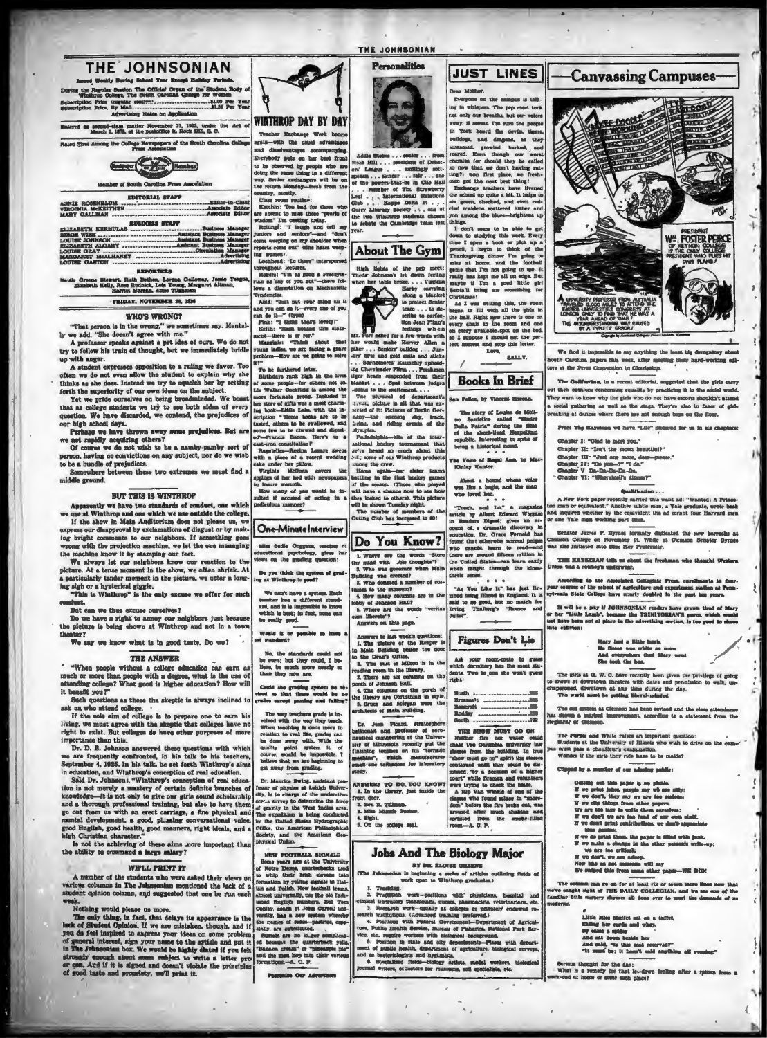# THE JOHNSONIAN

Issued Weekly During School Year Except Holiday Periods.

During the Regular Session The Official Organ of the Student Body of Winthrop College, The South Carolina College for Women

Subscription Price (regular session) ........ $1.00 Per Year
Subscription Price, By Mail ........ $1.50 Per Year

Advertising Rates on Application

Entered as second-class matter November 21, 1923, under the Act of March 3, 1879, at the postoffice in Rock Hill, S. C.

Rated First Among the College Newspapers of the South Carolina College Press Association

Member of South Carolina Press Association

### EDITORIAL STAFF

ANNIE ROSENBLUM ........ Editor-in-Chief
VIRGINIA McKEITHEN ........ Associate Editor
MARY GALLMAN ........ Associate Editor

### BUSINESS STAFF

ELIZABETH KERHULAS ........ Business Manager
BIRDIE WISE ........ Assistant Business Manager
LOUISE JOHNSON ........ Assistant Business Manager
ELIZABETH ALCARY ........ Assistant Business Manager
LOUISE GRAY ........ Circulation Manager
MARGARET McALANEY ........ Advertising
LOUISE GASTON ........ Advertising

### REPORTERS

Hattie Greene Stewart, Ruth Bethea, Lorena Galloway, Jessie Teague, Elizabeth Kelly, Rose Rudnick, Lois Young, Margaret Aikman, Harriet Morgan, Anne Tilghman

FRIDAY, NOVEMBER 20, 1936

## WHO'S WRONG?

"That person is in the wrong," we sometimes say. Mentally we add, "She doesn't agree with me."

A professor speaks against a pet ideas of ours. We do not try to follow his train of thought, but we immediately bridle up with anger.

A student expresses opposition to a ruling we favor. Too often we do not even allow the student to explain why she thinks as she does. Instead we try to squelch her by setting forth the superiority of our own ideas on the subject.

Yet we pride ourselves on being broadminded. We boast that as college students we try to see both sides of every question. We have discarded, we contend, the prejudices of our high school days.

Perhaps we have thrown away some prejudices. But are we not rapidly acquiring others?

Of course we do not wish to be a namby-pamby sort of person, having no convictions on any subject, nor do we wish to be a bundle of prejudices.

Somewhere between these two extremes we must find a middle ground.

## BUT THIS IS WINTHROP

Apparently we have two standards of conduct, one which we use at Winthrop and one which we use outside the college.

If the show in Main Auditorium does not please us, we express our disapproval by exclamations of disgust or by making bright comments to our neighbors. If something goes wrong with the projection machine, we let the one managing the machine know it by stamping our feet.

We always let our neighbors know our reaction to the picture. At a tense moment in the show, we often shriek. At a particularly tender moment in the picture, we utter a long-ing sigh or a hysterical giggle.

"This is Winthrop" is the only excuse we offer for such conduct.

But can we thus excuse ourselves?

Do we have a right to annoy our neighbors just because the picture is being shown at Winthrop and not in a town theater?

We say we know what is in good taste. Do we?

## THE ANSWER

"When people without a college education can earn as much or more than people with a degree, what is the use of attending college? What good is higher education? How will it benefit you?"

Such questions as these the skeptic is always inclined to ask us who attend college.

If the sole aim of college is to prepare one to earn his living, we must agree with the skeptic that colleges have no right to exist. But colleges do have other purposes of more importance than this.

Dr. D. B. Johnson answered these questions with which we are frequently confronted, in his talk to his teachers, September 4, 1908. In his talk, he set forth Winthrop's aims in education, and Winthrop's conception of real education.

Said Dr. Johnson: "Winthrop's conception of real education is not merely a mastery of certain definite branches of knowledge—it is not only to give our girls sound scholarship and a thorough professional training, but also to have them go out from us with an erect carriage, a fine physical and mental development, a good, pleasing conversational voice, good English, good health, good manners, right ideals, and a high Christian character."

Is not the achieving of these aims more important than the ability to command a large salary?

## WE'LL PRINT IT

A number of the students who were asked their views on various columns in The Johnsonian mentioned the lack of a student opinion column, and suggested that one be run each week.

Nothing would please us more.

The only thing, in fact, that delays its appearance is the lack of Student Opinion. If we are mistaken, though, and if you do feel inspired to express your ideas on some problem of general interest, sign your name to the article and put it in The Johnsonian box. We would be highly elated if you felt strongly enough about some subject to write a letter pro or con. And if it is signed and doesn't violate the principles of good taste and propriety, we'll print it.

## WINTHROP DAY BY DAY

Teacher Exchange Week booms again—with the usual advantages and disadvantages accompanying. Everybody puts on her best front to be observed by people who are doing the same thing in a different way. Senior exchangers will be on the return Monday—fresh from the country, mostly.

Class room routine:

Ketchin: Too bad for those who are absent to miss these "pearls of wisdom" I'm casting today.

Rollings: "I laugh and tell my juniors and seniors"—and "don't come weeping on my shoulder when reports come out" (She hates weeping women).

Lockhead: "In there" interspersed throughout lectures.

Rogers: "I'm as good a Presbyterian as any of you but"—there follows a dissertation on Mercantilistic Tendencies.

Auld: "Just put your mind on it and you can do it—every one of you can do it—" (type)

Fink: "I think that's lovely!"

Keith: "Back behind this statement—there is or rare."

Magginis: "Think about that young ladies, we are facing a grave problem—How are we going to solve it?"

To be furthered later.

Birthdays rank high in the lives of some people—for others not so. Lis Walker Cockfield is among the more fortunate group. Included in her store of gifts was a most charming book—Little Lois, with the inscription "Some books are to be tasted, others to be swallowed, and some few to be chewed and digested"—Francis Bacon. Here's to a cast-iron constitution!

Bagatelle—Regina Legare sleeps with a piece of a recent wedding cake under her pillow.

Virginia McCuen covers the springs of her bed with newspapers to insure warmth.

How many of you would be insulted if accused of acting in a pedicultous manner?

## One-Minute Interview

Miss Sadie Goggans, teacher of educational psychology, gives her views on the grading question:

**Do you think the system of grading at Winthrop is good?**

We don't have a system. Each teacher has a different standard, and it is impossible to know which is best; in fact, none can be really good.

**Would it be possible to have a set standard?**

No, the standards could not be the even; but they could, I believe, be much more nearly so than they now are.

**Could the grading system be revised so that there would be no grades except passing and failing?**

The way teachers grade is involved with the way they teach. When teaching is done more in relation to real life, grades can be done away with. With the quality point system it, of course, would be impossible. I believe that we are beginning to get away from grading.

Dr. Maurice Ewing, assistant professor of physics at Lehigh University, is in charge of the under-the-sea survey to determine the force of gravity in the West Indies area. The expedition is being conducted by the United States Hydrographic Office, the American Philosophical Society, and the American Geophysical Union.

NEW FOOTBALL SIGNALS

Some years ago at the University of Notre Dame, quarterbacks used to whip their Irish eleven into formation by yelling signals in Italian and Polish. Now football teams, almost universally, use the old fashioned English numbers. But Tom Conley, coach at John Carroll University, has a new system whereby the names of foods—pastries, especially, are substituted.

Signals are no longer complicated because the quarterback yells, "Banana cream" or "pineapple pie" and the men hop into their various formations.—A. C. P.

Patronize Our Advertisers

## Personalities

Addie Stokes . . . senior . . . from Rock Hill . . . president of Debaters' League . . . unflinchingly soft-spoken . . . slender . . . fair . . . one of the powers-that-be in Clio Hall . . . member of The Strawberry Leaf . . . International Relations Club . . . Kappa Delta Pi . . . Curry Literary Society . . . one of the two Winthrop students chosen to debate the Cambridge team last year.

## About The Gym

High lights of the pep meet: Their Johnson's lot down feeling when her table broke. . . Virginia Harby carrying along a blanket to protect Senior team . . . to describe to perfection Jean Flinn's feelings when Mr. Furr asked for a few words with her would make Harvey Allen a piker . . . Seniors' bulldog . . . Junior bow and gold suits and sticks . . . Sophomores' staunchly upholding Cheerleader Flinn . . . Freshmen tiger heads suspended from their blanket . . . Spat between judges adding to the excitement . . .

The physical ed department's moving picture is all that was expected of it: Pictures of Berlin Germany—the opening day, track, diving, and riding events of the Olympics.

Philadelphia—bits of the international hockey tournament that we've heard so much about this fall; some of our Winthrop products among the crew.

Home again—our sister teams battling in the first hockey games of the season. (Those who played will have a chance now to see how they looked to others). This picture will be shown Tuesday night.

The number of members of the Outing Club has increased to 80!

## Do You Know?

1. Where are the words "Store thy mind with this thoughts"?
2. Who was governor when Main Building was erected?
3. Who donated a number of costumes to the museum?
4. How many columns are in the lobby of Johnson Hall?
5. Where are the words "veritas lex liberatis"?

Answers on this page.

Answers to last week's questions:
1. The picture of the Reaper is in Main Building beside the door to the Dean's Office.
2. The bust of Milton is in the reading room in the library.
3. There are six columns on the porch of Johnson Hall.
4. The columns on the porch of the library are Corinthian in style.
5. Bruce and Morgan were the architects of Main Building.

Dr. Jean Piccard, stratosphere balloonist and professor of aeronautical engineering at the University of Minnesota recently put the finishing touches on his "tornado machine", which manufactures small-size tornadoes for laboratory study.

ANSWERS TO DO YOU KNOW?
1. In the library, just inside the front door.
2. Ben R. Tillman.
3. Miss Minnie Parker.
4. Eight.
5. On the college seal.

## JUST LINES

Dear Mother,

Everyone on the campus is talking in whispers. The pep meet took not only our breaths but our voices away. It seems. I'm sure the people in York heard the devils, tigers, bulldogs, and dragons, as they screamed, growled, barked, and roared. Even though our worst enemies (or should they be called so now that we don't having rating?) won first place, we freshmen got the next best thing!

Exchange teachers have livened the school up quite a bit. It helps to see green, checked, and even red-clad maidens scattered hither and yon among the blues—brightens up things.

I don't seem to be able to get down to studying this week. Every time I open a book or pick up a pencil, I begin to think of the Thanksgiving dinner I'm going to miss at home, and the football game that I'm not going to see. It really has kept me all on edge. But maybe if I'm a good little girl Santa'll bring me something for Christmas!

As I was writing this, the room began to fill with all the girls in the hall. Right now there is one on every chair in the room and one on every available spot on the bed, so I suppose I should set the perfect hostess and stop this letter.

Love,
SALLY.

## Books In Brief

San Felice, by Vincent Sheean.

The story of Louisa de Molino Sanfelice called "Madre Della Patria" during the time of the short-lived Neapolitan republic. Interesting in spite of being a historical novel.

The Voice of Bugle Ann, by MacKinlay Kantor.

About a hound whose voice was like a bugle, and the man who loved her.

"Touch, and Lo," a magazine article by Albert Edward Wiggam in Readers Digest, gives an account of a dramatic discovery in education. Dr. Grace Fernald has found that otherwise normal people who cannot learn to read—and there are around fifteen million in the United States—can learn easily when taught through the kinesthetic sense.

"As You Like It" has just finished being filmed in England. It is said to be good, but no match for Irving Thalberg's "Romeo and Juliet."

## Figures Don't Lie

Ask your room-mate to guess which dormitory has the most students. Two to one she won't guess right!

| | |
|---|---|
| North | .......305 |
| Breazeale | .......268 |
| Bancroft | .......263 |
| Roddey | .......225 |
| South | .......192 |

THE SHOW MUST GO ON

Neither fire nor water could chase two Columbia university law classes from the building. In true "show must go on" spirit the classes continued until they could be dismissed "by a decision of a higher court" while firemen and volunteers were trying to check the blaze. A Rip Van Winkle of one of the classes who found solace in "moredom" before the fire broke out, was aroused after much shaking and sprinkled from the smoke-filled room.—A. C. P.

## Jobs And The Biology Major

BY DR. ELOISE GREENE

(The Johnsonian is beginning a series of articles outlining fields of work open to Winthrop graduates.)

1. Teaching.
2. Practition work—positions with physicians, hospital and clinical laboratory technicians, nurses, pharmacists, veterinarians, etc.
3. Research work—usually at colleges or privately endowed research institutions. (Advanced training preferred.)
4. Positions with Federal Government—Department of Agriculture, Public Health Service, Bureau of Fisheries, National Park Service, etc. require workers with biological background.
5. Position in state and city departments—Places with departments of public health, department of agriculture, biological surveys, and as bacteriologists and hygienists.
6. Specialized fields—biology artists, model workers, biological journal writers, collectors for museums, soil specialists, etc.

## —Canvassing Campuses—

We find it impossible to say anything the least bit derogatory about South Carolina papers this week, after meeting their hard-working editors at the Press Convention in Charleston.

The Californian, in a recent editorial, suggested that the girls carry out their opinions concerning equality by practicing it in the social world. They want to know why the girls who do not have escorts shouldn't attend a social gathering as well as the stags. They're also in favor of girl-breaking at dances where there are not enough boys on the floor.

From The Kaywesan we have "Life" pictured for us in six chapters:

Chapter I: "Glad to meet you."
Chapter II: "Isn't the moon beautiful?"
Chapter III: "Just one more, dear—please."
Chapter IV: "Do you—?" "I do."
Chapter V: Da-Da-Da-Da-Da.
Chapter VI: "Where's my dinner?"

Qualification . . .

A New York paper recently carried this want ad: "Wanted: A Princeton man or equivalent." Another subtle man, a Yale graduate, wrote back and inquired whether by the equivalent the ad meant four Harvard men or one Yale man working part time.

Senator James F. Byrnes formally dedicated the new barracks at Clemson College on November 14. While at Clemson Senator Byrnes was also initiated into Blue Key Fraternity.

THE KAYSERAN tells us about the freshman who thought Western Union was a cowboy's underwear.

According to the Associated Collegiate Press, enrollments in four-year courses of the school of agriculture and experiment station at Pennsylvania State College have nearly doubled in the past ten years.

It will be a pity if JOHNSONIAN readers have grown tired of Mary or her "Little Lamb", because the TRINITONIAN'S poem, which would just have been out of place in the advertising section, is too good to throw into oblivion:

> Mary had a little lamb,
> Its fleece was white as snow
> And everywhere that Mary went
> She took the bus.

The girls at G. W. C. have recently been given the privilege of going to shows at downtown theaters with dates and permission to walk, unchaperoned, downtown at any time during the day.

The world must be getting liberal-minded.

The cut system at Clemson has been revised and the class attendance has shown a marked improvement, according to a statement from the Registrar of Clemson.

The Purple and White raises an important question:

Students at the University of Illinois who wish to drive on the campus must pass a chauffeur's examination.

Wonder if the girls they ride have to be maids?

Clipped by a member of our adoring public:

> Getting out this paper is no picnic.
> If we print jokes, people say we are silly;
> If we don't, they say we are too serious;
> If we clip things from other papers,
> We are too lazy to write them ourselves;
> If we don't we are too fond of our own stuff.
> If we don't print contributions, we don't appreciate true genius;
> If we do print them, the paper is filled with junk.
> If we make a change in the other person's write-up;
> we are too critical;
> If we don't, we are asleep.
> Now like as not someone will say
> We swiped this from some other paper—WE DID!

The column can go on for at least six or seven more lines now that we've caught sight of THE DAILY COLLEGIAN, and we see one of the familiar little nursery rhymes all done over to meet the demands of us moderns:

> Little Miss Muffet sat on a tuffet,
> Eating her curds and whey,
> By came a spider
> And sat down beside her
> And said, "Is this seat reserved?"
> "I must be; it hasn't said anything all evening."

Serious thought for the day:

What is for remedy for that let-down feeling after a return from a week-end at home or some such place?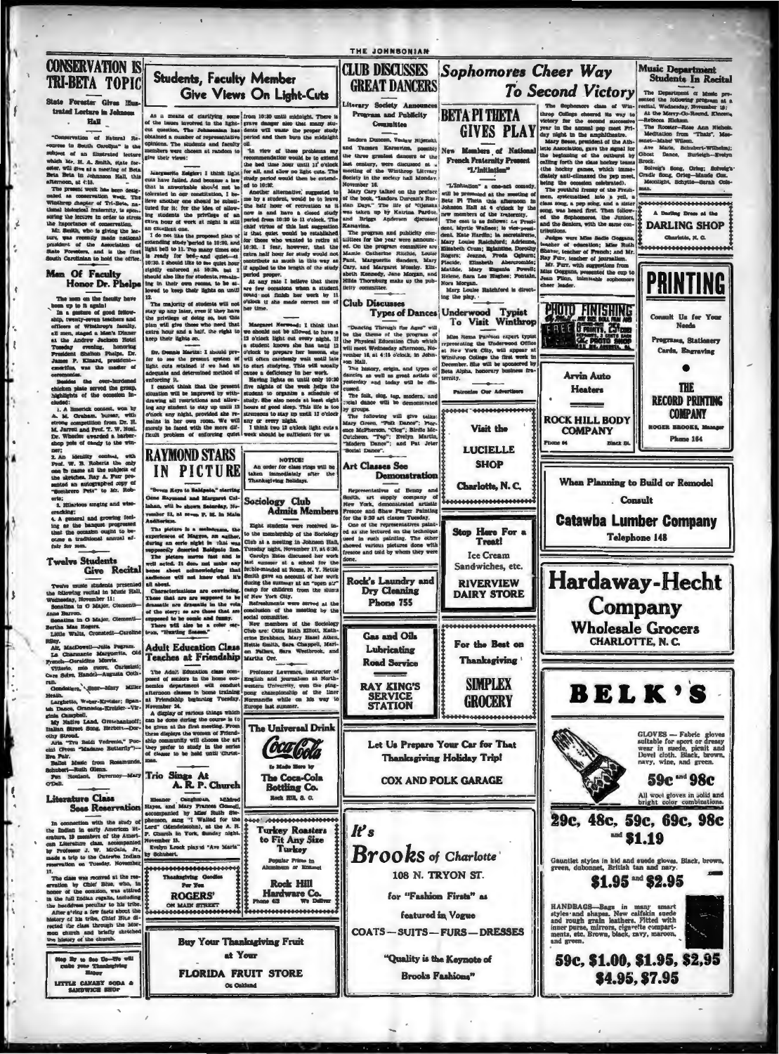# CONSERVATION IS TRI-BETA TOPIC

## State Forester Gives Illustrated Lecture in Johnson Hall

"Conservation of Natural Resources in South Carolina" is the subject of an illustrated lecture which Mr. H. A. Smith, state forester, will give at a meeting of Beta Beta Beta in Johnson Hall, this afternoon, at 4:15.

The present week has been designated as conservation week. The Winthrop chapter of Tri-Beta, national biological fraternity, is sponsoring the lecture in order to stress the importance of conservation.

Mr. Smith, who is giving the lecture, was recently made national president of the Association of State Foresters, and is the first South Carolinian to hold the office.

# Men Of Faculty Honor Dr. Phelps

The men on the faculty have been up to it again!

In a gesture of good fellowship, twenty-seven teachers and officers of Winthrop's faculty, all men, staged a Man's Dinner at the Andrew Jackson Hotel Tuesday evening, honoring President Shelton Phelps. Dr. James P. Kinard, president-emeritus, was the master of ceremonies.

Besides the over-burdened chicken plate served the group, highlights of the occasion included:

1. A limerick contest, won by A. M. Graham, bursar, with strong competition from Dr. H. M. Jarrell and Prof. T. W. Noel. Dr. Wheeler awarded a barber-shop pole of candy to the winner;
2. An identity contest, with Prof. W. B. Roberts the only one to name all the subjects of the sketches. Ray A. Furr presented an autographed copy of "Sombrero Pete" to Mr. Roberts;
3. Hilarious singing and wise-cracking;
4. A general and growing feeling as the banquet progressed that the occasion ought to become a traditional annual affair for men.

# Twelve Students Give Recital

Twelve music students presented the following recital in Music Hall, Wednesday, November 11:

Sonatina in O Major, Clementi—Anne Barron.

Sonatina in G Major, Clementi—Bertha Mae Rogers.

Little Waltz, Cronstedt—Caroline Riley.

Air, MacDowell—Julia Fugram.

La Charmante Marguerite, Old French—Geraldine Morris.

Vittoria, mio core, Carissimi; Cara Selve, Handel—Augusta Cothran.

Gondoliera, ——Mary Miller Heath.

Larghetto, Weber-Kreisler; Spanish Dance, Granados-Kreisler—Virginia Campbell.

My Native Land, Gretchaninoff; Italian Street Song, Herbert—Dorothy Stroud.

Aria "Tra Beldi Vedremo," Puccini Oreon "Madame Butterfly"—Eva Pair.

Ballet Music from Rosamunde, Schubert—Ruth Glenn.

Fun Nonlant, Duvernoy—Mary O'Dell.

# Literature Class Sees Reservation

In connection with the study of the Indian in early American literature, 19 members of the American Literature class, accompanied by Professor J. W. McCain, Jr., made a trip to the Catawba Indian reservation on Tuesday, November 17.

The class was received at the reservation by Chief Blue, who, in honor of the occasion, was attired in the full Indian regalia, including the headdress peculiar to his tribe.

After giving a few facts about the history of his tribe, Chief Blue directed the class through the Mormon church and briefly sketched the history of the church.

---

Stop By to See Us—We will make your Thanksgiving Happy

LITTLE CANARY SODA & SANDWICH SHOP

---

# Students, Faculty Member Give Views On Light-Cuts

As a means of clarifying some of the issues involved in the light-cut question, The Johnsonian has obtained a number of representative opinions. The students and faculty members were chosen at random to give their views:

Marguerite Zeigler: I think light cuts have failed. And because a law that is unworkable should not be tolerated in our constitution, I believe another one should be substituted for it; for the idea of allowing students the privilege of an extra hour of work at night is still an excellent one.

I do not like the proposed plan of extending study period to 10:30, and light bell to 11. Too many times one is ready for bed—and quiet—at 10:30. I should like to see quiet hour rigidly enforced at 10:30, but it should also like for students, remaining in their own rooms, to be allowed to keep their lights on until 12.

The majority of students will not stay up any later, even if they have the privilege of doing so, but this plan will give those who need that extra hour and a half, the right to keep their lights on.

Dr. Dennis Martin: I should prefer to see the present system of light cuts retained if we had an adequate and determined method of enforcing it.

I cannot think that the present situation will be improved by withdrawing all restrictions and allowing any student to stay up until 12 o'clock any night, provided she remains in her own room. We will merely be faced with the more difficult problem of enforcing quiet from 10:30 until midnight. There is grave danger also that many students will waste the proper study period and then burn the midnight oil.

"In view of these problems my recommendation would be to extend the bed time hour until 11 o'clock for all, and allow no light cuts. The study period would then be extended to 10:30.

Another alternative, suggested to me by a student, would be to leave the half hour of recreation as it now is and have a closed study period from 10:30 to 11 o'clock. The chief virtue of this last suggestion is that quiet would be established for those who wanted to retire at 10:30. I fear, however, that the extra half hour for study would not contribute as much in this way as if applied to the length of the study period proper.

At any rate I believe that there are few occasions when a student could not finish her work by 11 o'clock if she made correct use of her time.

Margaret Norwood: I think that we should not be allowed to have a 12 o'clock light cut every night. If a student knows she has until 12 o'clock to prepare her lessons, she will often carelessly wait until late to start studying. This will usually cause a deficiency in her work.

Having lights on until only 10:30 five nights of the week helps the student to organize a schedule of study. She also needs at least eight hours of good sleep. This life is too strenuous to stay up until 12 o'clock any or every night.

I think two 12 o'clock light cuts a week should be sufficient for us.

# RAYMOND STARS IN PICTURE

"Seven Keys to Baldpate," starring Gene Raymond and Margaret Callahan, will be shown Saturday, November 21, at seven P. M. in Main Auditorium.

The picture is a melodrama, the experiences of Magee, an author, during an eerie night in that was supposedly deserted Baldpate Inn. The picture moves fast and is well acted. It does not make any bones about acknowledging that audiences will not know what it's all about.

Characterizations are convincing. Those that are supposed to be dramatic are dramatic in the vein of the story; so are those that are supposed to be comic and funny.

There will also be a color cartoon, "Hunting Season."

# Adult Education Class Teaches at Friendship

The Adult Education class composed of seniors in the home economics department will conduct afternoon classes in home training at Friendship beginning Tuesday, November 24.

A display of various things which can be done during the course is to be given at the first meeting. From these displays the women of Friendship community will choose the art they prefer to study in the series of classes to be held until Christmas.

# Trio Sings At A. R. P. Church

Eleanor Caughman, Mildred Hayes, and Mary Frances Oswell, accompanied by Miss Ruth Stephenson, sang "I Waited for the Lord" (Mendelssohn), at the A. R. P. Church in York, Sunday night, November 15.

Evelyn Lusk played "Ave Maria" by Schubert.

---

Thanksgiving Goodies For You

ROGERS'

ON MAIN STREET

---

NOTICE!

An order for class rings will be taken immediately after the Thanksgiving holidays.

---

# Sociology Club Admits Members

Eight students were received into the membership of the Sociology Club at a meeting in Johnson Hall, Tuesday night, November 17, at 6:30.

Carolyn Bates discussed her work last summer at a school for the feeble-minded at Rome, N. Y. Hettie Smith gave an account of her work during the summer at an "open air" camp for children from the slums of New York City.

Refreshments were served at the conclusion of the meeting by the social committee.

New members of the Sociology Club are: Ottie Ruth Elliott, Katherine Brabham, Mary Hazel Aiken, Hettie Smith, Sara Chappell, Marion Fellers, Sara Westbrook, and Martha Orr.

Professor Lawrence, instructor of English and journalism at Northwestern University, won the ping-pong championship of the liner Normandie while on his way to Europe last summer.

---

The Universal Drink

Coca-Cola

Is Made Here by

The Coca-Cola Bottling Co.

Rock Hill, S. C.

---

Turkey Roasters to Fit Any Size Turkey

Popular Prices in Aluminum or Enamel

Rock Hill Hardware Co.

Phone 613 — We Deliver

---

Buy Your Thanksgiving Fruit at Your

FLORIDA FRUIT STORE

On Oakland

---

# CLUB DISCUSSES GREAT DANCERS

## Literary Society Announces Program and Publicity Committee

Isadora Duncan, Vaslaw Nijinski, and Tamara Karsavina, possibly the three greatest dancers of the last century, were discussed at a meeting of the Winthrop Literary Society in the society hall Monday, November 16.

Mary Cary talked on the preface of the book, "Isadora Duncan's Russian Days." The life of "Nijinski" was taken up by Katrina Pardue, and Briggs Andersen discussed Karsavina.

The program and publicity committees for the year were announced. On the program committee are Mamie Catherine Ritchie, Louise Pant, Marguerite Sanders, Mary Cary, and Margaret Moseley. Elizabeth Kennedy, Jane Morgan, and Hilda Thornburg make up the publicity committee.

# Club Discusses Types of Dances

"Dancing Through the Ages" will be the theme of the program of the Physical Education Club which will meet Wednesday afternoon, November 18, at 4:15 o'clock, in Johnson Hall.

The history, origin, and types of dancing as well as great artists of yesterday and today will be discussed.

The folk, clog, tap, modern, and social dance will be demonstrated by groups.

The following will give talks: Mary Green, "Folk Dance"; Florence McPherson, "Clog"; Birdie McCutcheon, "Tap"; Evelyn Martin, "Modern Dance"; and Pat Jeter "Social Dance".

# Art Classes See Demonstration

Representatives of Benny and Smith, art supply company of New York, demonstrated artistic Fresco and Shaw Finger Painting for the 9:30 art classes Tuesday.

One of the representatives painted as she lectured on the technique used in such painting. The other showed various pictures done with fresco and told by whom they were done.

---

Rock's Laundry and Dry Cleaning

Phone 755

---

Gas and Oils

Lubricating

Road Service

RAY KING'S SERVICE STATION

---

Let Us Prepare Your Car for That Thanksgiving Holiday Trip!

COX AND POLK GARAGE

---

# Sophomores Cheer Way To Second Victory

The Sophomore class of Winthrop College cheered its way to victory for the second successive year in the annual pep meet Friday night in the amphitheatre.

Mary Beaso, president of the Athletic Association, gave the signal for the beginning of the outburst by calling forth the class hockey teams (the hockey games, which immediately anti-climaxed the pep meet, being the occasion celebrated).

The youthful frenzy of the Freshmen, systematized into a yell, a class song, a pep song, and a sister song, was heard first. Then followed the Sophomores, the Juniors, and the Seniors, with the same contributions.

Judges were Miss Sadie Goggans, teacher of education; Miss Ruth Shaver, teacher of French; and Mr. Ray Furr, teacher of journalism.

Mr. Furr, with suggestions from Miss Goggans, presented the cup to Jean Flinn, inimitable sophomore cheer leader.

# BETA PI THETA GIVES PLAY

## New Members of National French Fraternity Present "L'Initiation"

"L'Initiation" a one-act comedy, will be presented at the meeting of Beta Pi Theta this afternoon in Johnson Hall at 4 o'clock by the new members of the fraternity.

The cast is as follows: La President, Myrtle Wallace; le vice-president, Kate Hardin; la secretaire, Mary Louise Ratchford; Adrienne, Elizabeth Cruse; Eglantine, Dorothy Rogers; Jeanne, Freda Ogburn; Placide, Elizabeth Abercrombie; Mathilde, Mary Eugenia Powell; Helene, Sara Lee Hughes; Fontain, Nora Morgan.

Mary Louise Ratchford is directing the play.

# Underwood Typist To Visit Winthrop

Miss Roma Paulson expert typist representing the Underwood Office at New York City, will appear at Winthrop College the first week in December. She will be sponsored by Beta Alpha, honorary business fraternity.

---

PHOTO FINISHING

---

Patronize Our Advertisers

---

Visit the

LUCIELLE SHOP

Charlotte, N. C.

---

Stop Here For a Treat!

Ice Cream

Sandwiches, etc.

RIVERVIEW DAIRY STORE

---

For the Best on Thanksgiving

SIMPLEX GROCERY

---

It's

**Brooks of Charlotte**

108 N. TRYON ST.

for "Fashion Firsts" as featured in Vogue

COATS—SUITS—FURS—DRESSES

"Quality is the Keynote of Brooks Fashions"

---

# Music Department Students In Recital

The Department of Music presented the following program at a recital, Wednesday, November 18:

At the Merry-Go-Round, Ekstein—Rebecca Hickson.

The Rooster—Rose Ann Nichols.

Meditation from "Thais", Massenet—Mabel Wilson.

Ave Maria, Schubert-Wilhelmj; Ghost Dance, Burleigh—Evelyn Brock.

Solveig's Song, Grieg; Solveig's Cradle Song, Grieg—Maude Cox.

Moonlight, Schytte—Sarah Coleman.

---

A Darling Dress at the

DARLING SHOP

Charlotte, N. C.

---

PRINTING

Consult Us for Your Needs

Programs, Stationery

Cards, Engraving

THE RECORD PRINTING COMPANY

ROGER BROOKS, Manager

Phone 164

---

Arvin Auto Heaters

ROCK HILL BODY COMPANY

Phone 64 — Black St.

---

When Planning to Build or Remodel Consult

Catawba Lumber Company

Telephone 148

---

Hardaway-Hecht Company

Wholesale Grocers

CHARLOTTE, N. C.

---

BELK'S

GLOVES — Fabric gloves suitable for sport or dressy wear in suede, picalt and Dovel cloth. Black, brown, navy, wine, and green.

59c and 98c

All wool gloves in solid and bright color combinations.

29c, 48c, 59c, 69c, 98c and $1.19

Gauntlet styles in kid and suede gloves. Black, brown, green, dubonnet, British tan and navy.

$1.95 and $2.95

HANDBAGS—Bags in many smart styles and shapes. New calfskin suede and rough grain leathers. Fitted with inner purse, mirrors, cigarette compartments, etc. Brown, black, navy, maroon, and green.

59c, $1.00, $1.95, $2.95, $4.95, $7.95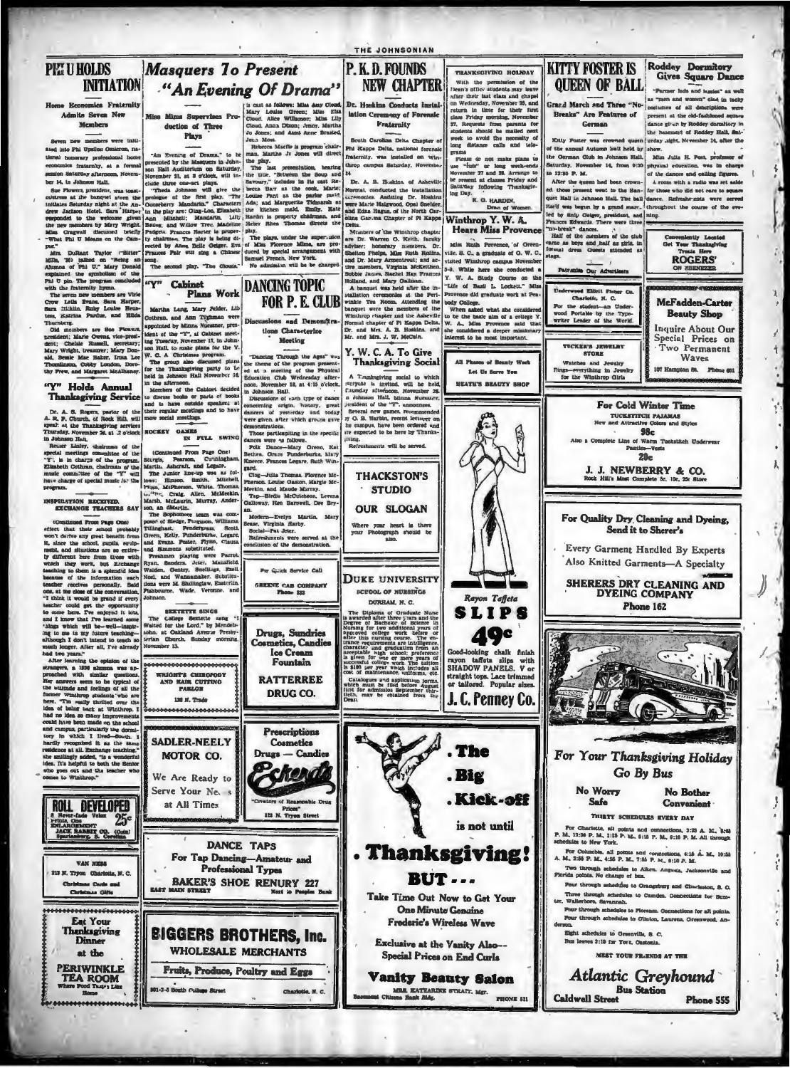# PHI U HOLDS INITIATION

### Home Economics Fraternity Admits Seven New Members

Seven new members were initiated into Phi Upsilon Omicron, national honorary professional home economics fraternity, at a formal session Saturday afternoon, November 14, in Johnson Hall.

Sue Flowers, president, was toastmistress at the banquet given the initiates Saturday night at the Andrew Jackson Hotel. Sara Harper responded to the welcome given the new members by Mary Wright. Miss Cragwall discussed briefly "What Phi U Means on the Campus."

Mrs. DuRant Taylor ("Bitter" Mills, '36) talked on "Being an Alumna of Phi U." Mary Donald explained the symbolism of the Phi U pin. The program concluded with the fraternity hymn.

The seven new members are Virlie Crow, Leila Evans, Sara Harper, Sara Hicklin, Ruby Louise Reustow, Katrina Pardue, and Hilda Thornburg.

Old members are Sue Flowers, president; Marie Owens, vice-president; Chelsie Russell, secretary; Mary Wright, treasurer; Mary Donald, Bessie Mae Baker, Irma Lee Thomason, Colby London, Dorothy Frew, and Margaret McAlhaney.

## "Y" Holds Annual Thanksgiving Service

Dr. A. S. Rogers, pastor of the A. R. P. Church, of Rock Hill, will speak at the Thanksgiving services Thursday, November 26, at 2 o'clock in Johnson Hall.

Reuser Linley, chairman of the special meetings committee of the "Y," is in charge of the program. Elizabeth Cothran, chairman of the music committee of the "Y" will have charge of special music for the program.

## INSPIRATION RECEIVED, EXCHANGE TEACHERS SAY

(Continued From Page One)

effect that their school probably won't derive any great benefit from it, since the school, pupils, equipment, and situations are so entirely different here from those with which they work, but Exchange teaching to them is a splendid idea because of the information each teacher receives personally. Said one, at the close of the conversation, "I think it would be grand if every teacher could get the opportunity to come here. I've enjoyed it lots, and I know that I've learned some 'tings which will be—well—inspiring to me in my future teaching—although I don't intend to teach so much longer. After all, I've already had two years."

After learning the opinion of the strangers, a 1936 alumna was approached with similar questions. Her answers seem to be typical of the attitude and feelings of all the former Winthrop students who are here. "I'm really thrilled over the idea of being back at Winthrop. I had no idea so many improvements could have been made on the school and campus, particularly the dormitory in which I lived—South. I hardly recognized it as the same residence at all. Exchange teaching," she smilingly added, "is a wonderful idea. It's helpful to both the Senior who goes out and the teacher who comes to Winthrop."

---

**ROLL DEVELOPED**
8 Never-fade Velox Prints, One ENLARGEMENT **25c**
JACK RABBIT CO. (Coin)
Spartanburg, S. Carolina

---

**VAN NESS**
213 N. Tryon Charlotte, N. C.
Christmas Cards and Christmas Gifts

---

**Eat Your Thanksgiving Dinner at the PERIWINKLE TEA ROOM**
Where Food Tastes Like Home

---

# Masquers To Present "An Evening Of Drama"

### Miss Mims Supervises Production of Three Plays

"An Evening of Drama," to be presented by the Masquers in Johnson Hall Auditorium on Saturday, November 21, at 8 o'clock, will include three one-act plays.

"Theda Johnson will give the prologue of the first play, "The Gooseberry Mandarin." Characters in the play are: Ding-Loo, Elizabeth Ann Mitchell; Mandarin, Lilly Bailes; and Willow Tree, Madeline Padgett. Frances Harter is property chairman. The play is being directed by Anna Belle Geiger. Eva Frances Fair will sing a Chinese song.

The second play, "The Clouds," is cast as follows: Miss Amy Cloud, Mary Louise Green; Miss Elsa Cloud, Alice Williamson; Miss Lily Cloud, Anna Dixon; Jenny, Martha Jo Jones; and Aunt Anne Brasted, Jean Moss.

Rebecca Maefie is program chairman. Martha Jo Jones will direct the play.

The last presentation, bearing the title, "Between the Soup and Savoury," includes in its cast Rebecca Barr as the cook, Marie Louise Pant as the parlor maid, Ada; and Marguerite Tidmarsh as the kitchen maid, Emily. Kate Hardin is property chairman, and Helen Rhea Thomas directs the play.

The plays, under the supervision of Miss Florence Mims, are produced by special arrangement with Samuel French, New York.

No admission will be charged.

## "Y" Cabinet Plans Work

Martha Lang, Mary Felder, Lib Cothran, and Ann Tyghman were appointed by Minna Nuessner, president of the "Y," at Cabinet meeting Tuesday, November 17, in Johnson Hall, to make plans for the Y. W. C. A. Christmas program.

The group also discussed plans for the Thanksgiving party to be held in Johnson Hall November 16, in the afternoon.

Members of the Cabinet decided to discuss books or parts of books and to have outside speakers at their regular meetings and to have more social meetings.

## HOCKEY GAMES IN FULL SWING

(Continued From Page One)

Sturgis, Pearson, Cunningham, Martin, Ashcraft, and Legare.

The Junior line-up was as follows: Hinson, Smith, Mitchell, Flinn, McPherson, White, Thomas, Green, Craig, Allen, McMeekin, Marsh, McLaurin, Murray, Anderson, and Martin.

The Sophomore team was composed of Sledge, Ferguson, Williams, Tillinghast, Pendergrass, Scott, Green, Kelly, Funderburk, Legare, and Evans. Foster, Flynn, Clausa, and Simmons substituted.

Freshmen playing were Parrot, Ryan, Sanders, Jeter, Mansfield, Walden, Gentry, Snellings, Ezell, Noel, and Wannamaker. Substitutions were M. Shillinglaw, Easterlin, Fishbourne, Wade, Veronne, and Johnson.

## SEXTETTE SINGS

The College Sextette sang "I Waited for the Lord," by Mendelssohn, at Oakland Avenue Presbyterian Church, Sunday morning, November 15.

---

**WRIGHT'S CHIROPODY AND HAIR CUTTING PARLOR**
138 E. Trade

---

**SADLER-NEELY MOTOR CO.**
We Are Ready to Serve Your Needs at All Times

---

**DANCE TAPS**
For Tap Dancing—Amateur and Professional Types
**BAKER'S SHOE RENURY 227**
EAST MAIN STREET — Next to Peoples Bank

---

**BIGGERS BROTHERS, Inc.**
WHOLESALE MERCHANTS
Fruits, Produce, Poultry and Eggs
501-2-3 South College Street — Charlotte, N. C.

---

# DANCING TOPIC FOR P. E. CLUB

### Discussions and Demonstrations Characterize Meeting

"Dancing Through the Ages" was the theme of the program presented at a meeting of the Physical Education Club Wednesday afternoon, November 18, at 4:15 o'clock, in Johnson Hall.

Discussions of each type of dance concerning origin, history, great dancers of yesterday and today were given, after which groups gave demonstrations.

Those participating in the specific dances were as follows:

Folk Dance—Mary Green, Kat Bethea, Grace Funderburke, Mary Kneece, Frances Legare, Ruth Wingard.

Clog—Julia Thomas, Florence McPherson, Louise Ouston, Margie McMeekin, and Maude Murray.

Tap—Birdie McCutcheon, Lorena Galloway, Hen Barnwell, Dee Bryan.

Modern—Evelyn Martin, Mary Sease, Virginia Harby.

Social—Pat Jeter.

Refreshments were served at the conclusion of the demonstration.

---

For Quick Service Call
**GREENE CAB COMPANY**
Phone 333

---

**Drugs, Sundries, Cosmetics, Candies, Ice Cream, Fountain**
**RATTERREE DRUG CO.**

---

**Prescriptions, Cosmetics, Drugs — Candies**
**Eckerd's**
"Creators of Reasonable Drug Prices"
123 N. Tryon Street

---

# P. K. D. FOUNDS NEW CHAPTER

### Dr. Hoskins Conducts Installation Ceremony of Forensic Fraternity

South Carolina Delta Chapter of Phi Kappa Delta, national forensic fraternity, was installed on Winthrop campus Saturday, November 14.

Dr. A. B. Hoskins, of Asheville Normal, conducted the installation ceremonies. Assisting Dr. Hoskins were Marie Halgwood, Opal Sneider, and Edna Hague, of the North Carolina Gamma Chapter of Pi Kappa Delta.

Members of the Winthrop chapter are Dr. Warren G. Keith, faculty adviser; honorary members, Dr. Shelton Phelps, Miss Ruth Rollins, and Dr. Mary Armentrout; and active members, Virginia McKeithen, Bobbie James, Rachel Hay, Frances Holland, and Mary Gallman.

A banquet was held after the installation ceremonies at the Periwinkle Tea Room. Attending the banquet were the members of the Winthrop chapter and the Asheville Normal chapter of Pi Kappa Delta, Dr. and Mrs. A. B. Hoskins, and Mr. and Mrs. J. W. McCain.

## Y. W. C. A. To Give Thanksgiving Social

A Thanksgiving social to which everyone is invited, will be held Tuesday afternoon, November 26, in Johnson Hall, Minna Nuessner, president of the "Y," announces.

Several new games, recommended by O. B. Harbin, recent lecturer on the campus, have been ordered and are expected to be here by Thanksgiving.

Refreshments will be served.

---

**THACKSTON'S STUDIO**
OUR SLOGAN
Where your heart is there your Photograph should be also.

---

**DUKE UNIVERSITY**
SCHOOL OF NURSING
DURHAM, N. C.

The Diploma of Graduate Nurse is awarded after three years and the Degree of Bachelor of Science in Nursing for two additional years of approved college work before or after this nursing course. The entrance requirements are intelligence, character and graduation from an acceptable high school; preference is given for one or more years of successful college work. The tuition is $100 per year which includes all cost of maintenance, uniforms, etc.

Catalogues and application forms, which must be filed before August first for admission September thirtieth, may be obtained from the Dean.

---

**. The . Big . Kick-off is not until . Thanksgiving! BUT . . .**
Take Time Out Now to Get Your One Minute Genuine Frederic's Wireless Wave
Exclusive at the Vanity Also—Special Prices on End Curls
**Vanity Beauty Salon**
MRS. KATHARINE STRAIT, Mgr.
Basement Citizens Bank Bldg. — PHONE 511

---

## THANKSGIVING HOLIDAY

With the permission of the Dean's office students may leave after their last class and chapel on Wednesday, November 25, and return in time for their first class Friday morning, November 27. Requests from parents for students should be mailed next week to avoid the necessity of long distance calls and telegrams.

Please do not make plans to use "cuts" or long week-ends November 27 and 28. Arrange to be present at classes Friday and Saturday following Thanksgiving Day.

K. G. HARDIN,
Dean of Women.

## Winthrop Y. W. A. Hears Miss Provence

Miss Ruth Provence, of Greenville, S. C., a graduate of G. W. C., visited Winthrop campus November 5-9. While here she conducted a Y. W. A. Study Course on the "Life of Basil L. Lockett." Miss Provence did graduate work at Peabody College.

When asked what she considered to be the basic aim of a college Y. W. A., Miss Provence said that she considered a deeper missionary interest to be most important.

---

All Phases of Beauty Work
Let Us Serve You
**HEATH'S BEAUTY SHOP**

---

**Rayon Taffeta SLIPS 49c**
Good-looking chalk finish rayon taffeta slips with SHADOW PANELS. V or straight tops. Lace trimmed or tailored. Popular sizes.
**J. C. Penney Co.**

---

# KITTY FOSTER IS QUEEN OF BALL

### Grand March and Three "No-Breaks" Are Features of German

Kitty Foster was crowned queen of the annual Autumn ball held by the German Club in Johnson Hall, Saturday, November 14, from 9:30 to 12:30 P. M.

After the queen had been crowned those present went to the Banquet Hall in Johnson Hall. The ball itself was begun by a grand march led by Snip Geiger, president, and Frances Edwards. There were three "no-break" dances.

Half of the members of the club came as boys and half as girls, in formal dress. Guests attended as stags.

Patronize Our Advertisers

# Roddey Dormitory Gives Square Dance

"Farmer lads and lassies" as well as "men and women" clad in tacky costumes of all descriptions were present at the old-fashioned square dance given by Roddey dormitory in the basement of Roddey Hall, Saturday night, November 14, after the show.

Miss Julia H. Post, professor of physical education, was in charge of the dances and calling figures.

A room with a radio was set aside for those who did not care to square dance. Refreshments were served throughout the course of the evening.

---

Conveniently Located
Get Your Thanksgiving Treats Here
**ROGERS'**
ON EBENEZER

---

**Underwood Elliott Fisher Co.**
Charlotte, N. C.
For the student—an Underwood Portable by the Typewriter Leader of the World.

---

**McFadden-Carter Beauty Shop**
Inquire About Our Special Prices on Two Permanent Waves
107 Hampton St. — Phone 601

---

**TUCKER'S JEWELRY STORE**
Watches and Jewelry
Rings—everything in Jewelry for the Winthrop Girls

---

**For Cold Winter Time**
TUCKSTITCH PAJAMAS
New and Attractive Colors and Styles
**98c**
Also a Complete Line of Warm Tuckstitch Underwear
Panties—Vests
**20c**
**J. J. NEWBERRY & CO.**
Rock Hill's Most Complete 5c, 10c, 25c Store

---

**For Quality Dry Cleaning and Dyeing, Send it to Sherer's**
Every Garment Handled By Experts
Also Knitted Garments—A Specialty
**SHERERS DRY CLEANING AND DYEING COMPANY**
Phone 162

---

**For Your Thanksgiving Holiday Go By Bus**
No Worry — No Bother
Safe — Convenient

THIRTY SCHEDULES EVERY DAY

For Charlotte, all points and connections, 3:20 A. M., 8:45 P. M., 12:30 P. M., 2:15 P. M., 5:15 P. M., 9:10 P. M. All through schedules to New York.

For Columbia, all points and connections, 6:15 A. M., 10:55 A. M., 2:55 P. M., 4:55 P. M., 7:55 P. M., 9:10 P. M.

Two through schedules to Aiken, Augusta, Jacksonville and Florida points. No change of bus.

Four through schedules to Orangeburg and Charleston, S. C.

Three through schedules to Camden. Connections for Sumter, Walterboro, Savannah.

Four through schedules to Florence. Connections for all points.

Four through schedules to Clinton, Laurens, Greenwood, Anderson.

Eight schedules to Greenville, S. C.

Bus leaves 3:10 for York, Gastonia.

MEET YOUR FRIENDS AT THE

**Atlantic Greyhound Bus Station**
Caldwell Street — Phone 555